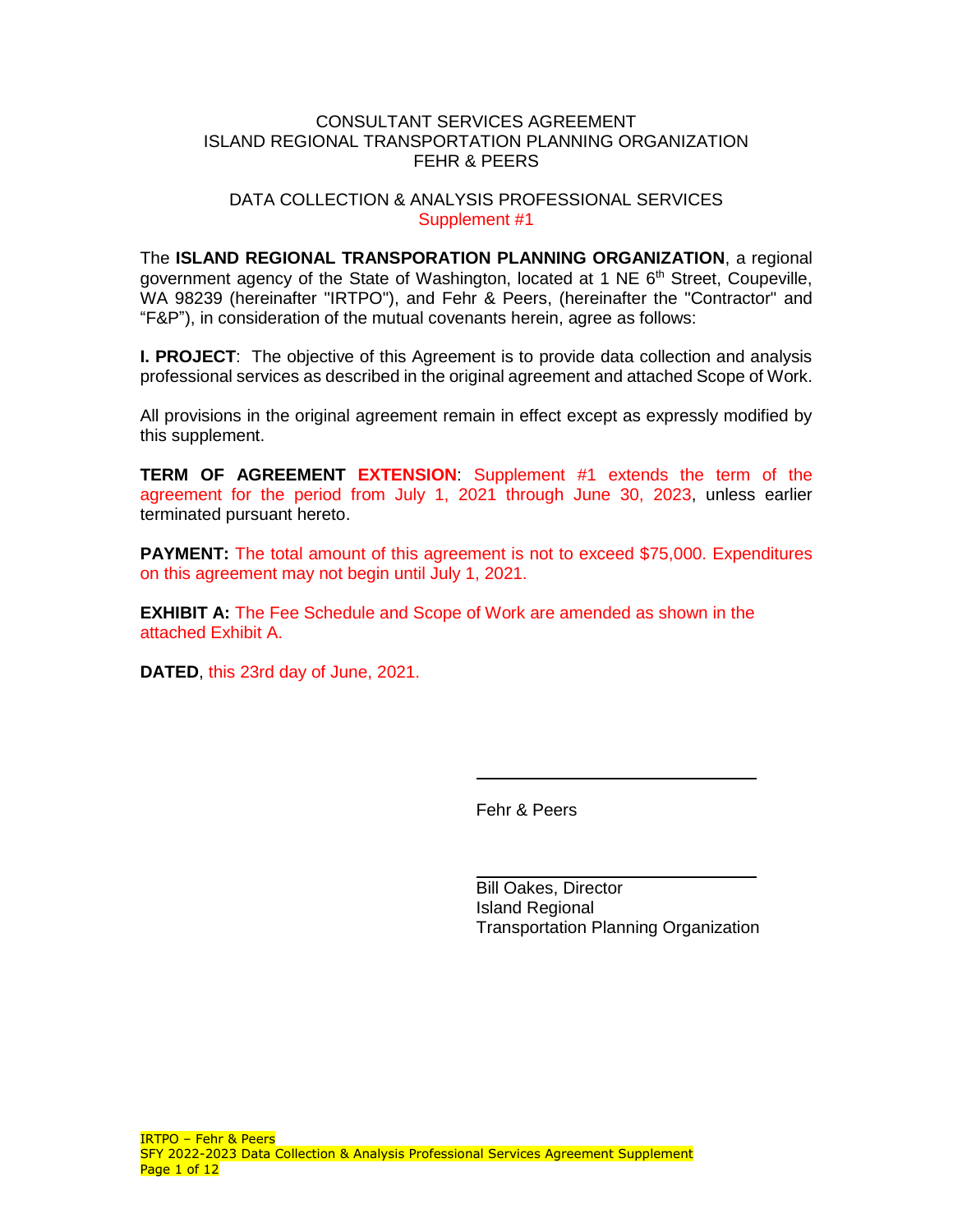CONSULTANT SERVICES AGREEMENT
ISLAND REGIONAL TRANSPORTATION PLANNING ORGANIZATION
FEHR & PEERS

DATA COLLECTION & ANALYSIS PROFESSIONAL SERVICES
Supplement #1

The **ISLAND REGIONAL TRANSPORATION PLANNING ORGANIZATION**, a regional government agency of the State of Washington, located at 1 NE 6th Street, Coupeville, WA 98239 (hereinafter "IRTPO"), and Fehr & Peers, (hereinafter the "Contractor" and "F&P"), in consideration of the mutual covenants herein, agree as follows:

**I. PROJECT**: The objective of this Agreement is to provide data collection and analysis professional services as described in the original agreement and attached Scope of Work.

All provisions in the original agreement remain in effect except as expressly modified by this supplement.

**TERM OF AGREEMENT EXTENSION**: Supplement #1 extends the term of the agreement for the period from July 1, 2021 through June 30, 2023, unless earlier terminated pursuant hereto.

**PAYMENT:** The total amount of this agreement is not to exceed $75,000. Expenditures on this agreement may not begin until July 1, 2021.

**EXHIBIT A:** The Fee Schedule and Scope of Work are amended as shown in the attached Exhibit A.

**DATED**, this 23rd day of June, 2021.

\_\_\_\_\_\_\_\_\_\_\_\_\_\_\_\_\_\_\_\_\_\_\_\_\_\_\_\_\_\_

Fehr & Peers

\_\_\_\_\_\_\_\_\_\_\_\_\_\_\_\_\_\_\_\_\_\_\_\_\_\_\_\_\_\_

Bill Oakes, Director
Island Regional
Transportation Planning Organization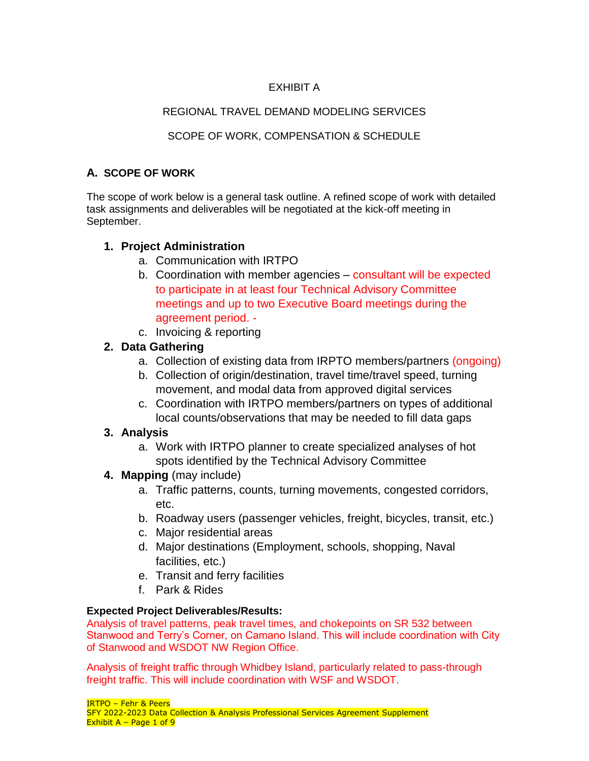EXHIBIT A

REGIONAL TRAVEL DEMAND MODELING SERVICES

SCOPE OF WORK, COMPENSATION & SCHEDULE

## A. SCOPE OF WORK

The scope of work below is a general task outline. A refined scope of work with detailed task assignments and deliverables will be negotiated at the kick-off meeting in September.

1. **Project Administration**
    a. Communication with IRTPO
    b. Coordination with member agencies – consultant will be expected to participate in at least four Technical Advisory Committee meetings and up to two Executive Board meetings during the agreement period. -
    c. Invoicing & reporting
2. **Data Gathering**
    a. Collection of existing data from IRPTO members/partners (ongoing)
    b. Collection of origin/destination, travel time/travel speed, turning movement, and modal data from approved digital services
    c. Coordination with IRTPO members/partners on types of additional local counts/observations that may be needed to fill data gaps
3. **Analysis**
    a. Work with IRTPO planner to create specialized analyses of hot spots identified by the Technical Advisory Committee
4. **Mapping** (may include)
    a. Traffic patterns, counts, turning movements, congested corridors, etc.
    b. Roadway users (passenger vehicles, freight, bicycles, transit, etc.)
    c. Major residential areas
    d. Major destinations (Employment, schools, shopping, Naval facilities, etc.)
    e. Transit and ferry facilities
    f. Park & Rides

**Expected Project Deliverables/Results:**

Analysis of travel patterns, peak travel times, and chokepoints on SR 532 between Stanwood and Terry's Corner, on Camano Island. This will include coordination with City of Stanwood and WSDOT NW Region Office.

Analysis of freight traffic through Whidbey Island, particularly related to pass-through freight traffic. This will include coordination with WSF and WSDOT.

IRTPO – Fehr & Peers
SFY 2022-2023 Data Collection & Analysis Professional Services Agreement Supplement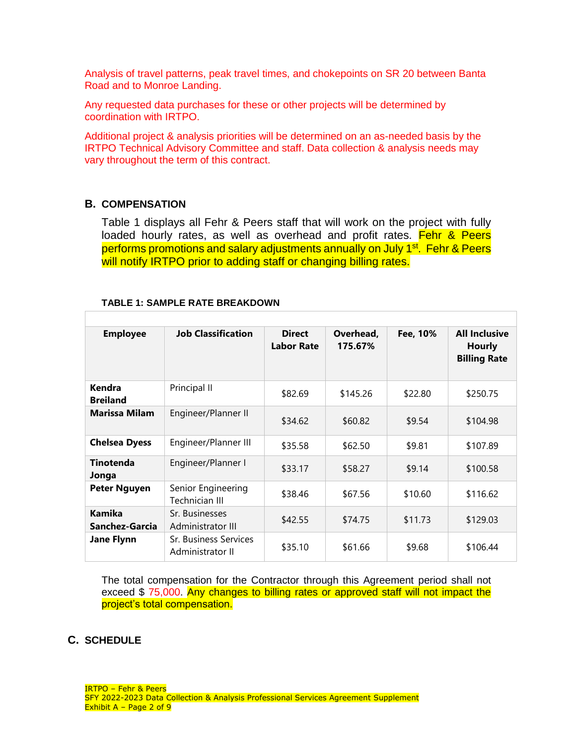Analysis of travel patterns, peak travel times, and chokepoints on SR 20 between Banta Road and to Monroe Landing.

Any requested data purchases for these or other projects will be determined by coordination with IRTPO.

Additional project & analysis priorities will be determined on an as-needed basis by the IRTPO Technical Advisory Committee and staff. Data collection & analysis needs may vary throughout the term of this contract.

## B. COMPENSATION

Table 1 displays all Fehr & Peers staff that will work on the project with fully loaded hourly rates, as well as overhead and profit rates. Fehr & Peers performs promotions and salary adjustments annually on July 1st. Fehr & Peers will notify IRTPO prior to adding staff or changing billing rates.

**TABLE 1: SAMPLE RATE BREAKDOWN**

| Employee | Job Classification | Direct Labor Rate | Overhead, 175.67% | Fee, 10% | All Inclusive Hourly Billing Rate |
|---|---|---|---|---|---|
| **Kendra Breiland** | Principal II | $82.69 | $145.26 | $22.80 | $250.75 |
| **Marissa Milam** | Engineer/Planner II | $34.62 | $60.82 | $9.54 | $104.98 |
| **Chelsea Dyess** | Engineer/Planner III | $35.58 | $62.50 | $9.81 | $107.89 |
| **Tinotenda Jonga** | Engineer/Planner I | $33.17 | $58.27 | $9.14 | $100.58 |
| **Peter Nguyen** | Senior Engineering Technician III | $38.46 | $67.56 | $10.60 | $116.62 |
| **Kamika Sanchez-Garcia** | Sr. Businesses Administrator III | $42.55 | $74.75 | $11.73 | $129.03 |
| **Jane Flynn** | Sr. Business Services Administrator II | $35.10 | $61.66 | $9.68 | $106.44 |

The total compensation for the Contractor through this Agreement period shall not exceed $ 75,000. Any changes to billing rates or approved staff will not impact the project's total compensation.

## C. SCHEDULE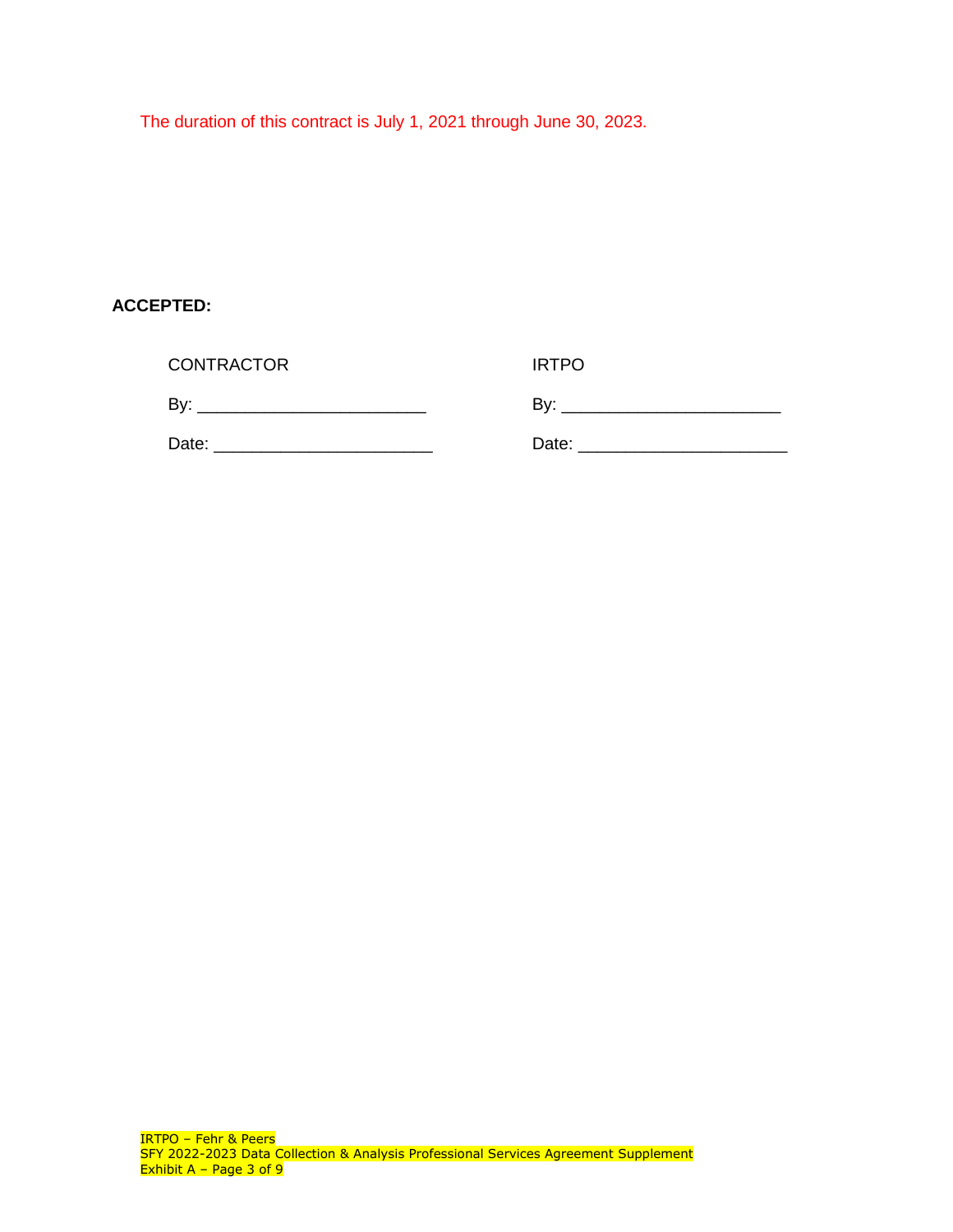The duration of this contract is July 1, 2021 through June 30, 2023.

**ACCEPTED:**

| | |
|---|---|
| CONTRACTOR | IRTPO |
| By: _______________________ | By: ______________________ |
| Date: ______________________ | Date: _____________________ |